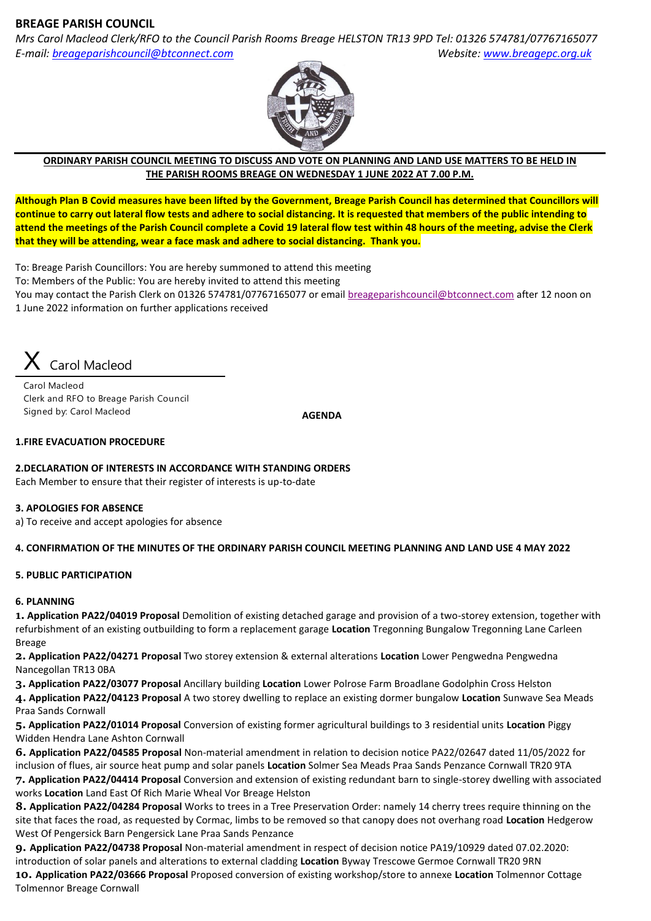# BREAGE PARISH COUNCIL

*Mrs Carol Macleod Clerk/RFO to the Council Parish Rooms Breage HELSTON TR13 9PD Tel: 01326 574781/07767165077*
*E-mail: breageparishcouncil@btconnect.com* *Website: www.breagepc.org.uk*

**ORDINARY PARISH COUNCIL MEETING TO DISCUSS AND VOTE ON PLANNING AND LAND USE MATTERS TO BE HELD IN THE PARISH ROOMS BREAGE ON WEDNESDAY 1 JUNE 2022 AT 7.00 P.M.**

**Although Plan B Covid measures have been lifted by the Government, Breage Parish Council has determined that Councillors will continue to carry out lateral flow tests and adhere to social distancing. It is requested that members of the public intending to attend the meetings of the Parish Council complete a Covid 19 lateral flow test within 48 hours of the meeting, advise the Clerk that they will be attending, wear a face mask and adhere to social distancing. Thank you.**

To: Breage Parish Councillors: You are hereby summoned to attend this meeting
To: Members of the Public: You are hereby invited to attend this meeting
You may contact the Parish Clerk on 01326 574781/07767165077 or email breageparishcouncil@btconnect.com after 12 noon on 1 June 2022 information on further applications received

X Carol Macleod

Carol Macleod
Clerk and RFO to Breage Parish Council
Signed by: Carol Macleod

**AGENDA**

**1.FIRE EVACUATION PROCEDURE**

**2.DECLARATION OF INTERESTS IN ACCORDANCE WITH STANDING ORDERS**
Each Member to ensure that their register of interests is up-to-date

**3. APOLOGIES FOR ABSENCE**
a) To receive and accept apologies for absence

**4. CONFIRMATION OF THE MINUTES OF THE ORDINARY PARISH COUNCIL MEETING PLANNING AND LAND USE 4 MAY 2022**

**5. PUBLIC PARTICIPATION**

**6. PLANNING**

1. **Application PA22/04019 Proposal** Demolition of existing detached garage and provision of a two-storey extension, together with refurbishment of an existing outbuilding to form a replacement garage **Location** Tregonning Bungalow Tregonning Lane Carleen Breage
2. **Application PA22/04271 Proposal** Two storey extension & external alterations **Location** Lower Pengwedna Pengwedna Nancegollan TR13 0BA
3. **Application PA22/03077 Proposal** Ancillary building **Location** Lower Polrose Farm Broadlane Godolphin Cross Helston
4. **Application PA22/04123 Proposal** A two storey dwelling to replace an existing dormer bungalow **Location** Sunwave Sea Meads Praa Sands Cornwall
5. **Application PA22/01014 Proposal** Conversion of existing former agricultural buildings to 3 residential units **Location** Piggy Widden Hendra Lane Ashton Cornwall
6. **Application PA22/04585 Proposal** Non-material amendment in relation to decision notice PA22/02647 dated 11/05/2022 for inclusion of flues, air source heat pump and solar panels **Location** Solmer Sea Meads Praa Sands Penzance Cornwall TR20 9TA
7. **Application PA22/04414 Proposal** Conversion and extension of existing redundant barn to single-storey dwelling with associated works **Location** Land East Of Rich Marie Wheal Vor Breage Helston
8. **Application PA22/04284 Proposal** Works to trees in a Tree Preservation Order: namely 14 cherry trees require thinning on the site that faces the road, as requested by Cormac, limbs to be removed so that canopy does not overhang road **Location** Hedgerow West Of Pengersick Barn Pengersick Lane Praa Sands Penzance
9. **Application PA22/04738 Proposal** Non-material amendment in respect of decision notice PA19/10929 dated 07.02.2020: introduction of solar panels and alterations to external cladding **Location** Byway Trescowe Germoe Cornwall TR20 9RN
10. **Application PA22/03666 Proposal** Proposed conversion of existing workshop/store to annexe **Location** Tolmennor Cottage Tolmennor Breage Cornwall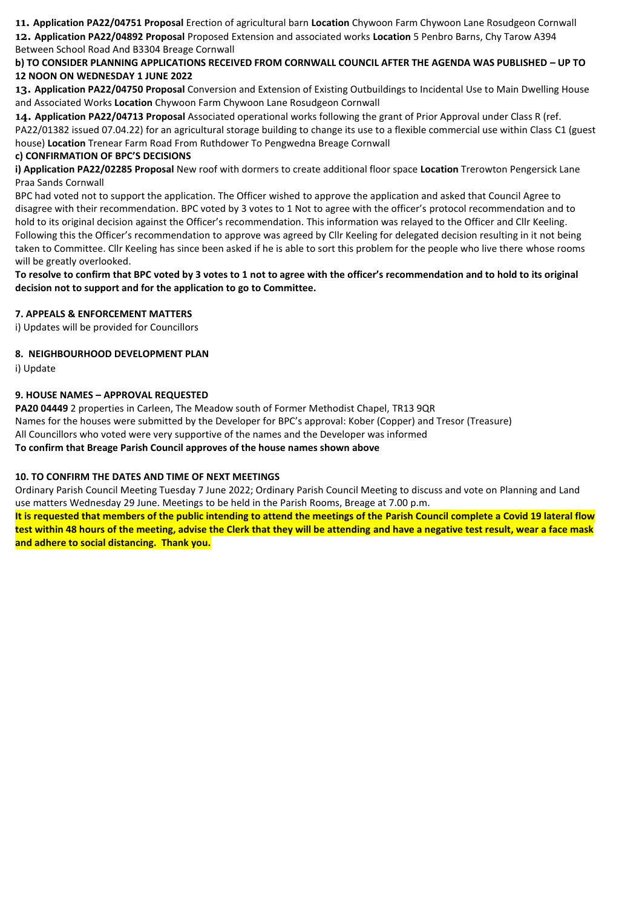**11. Application PA22/04751 Proposal** Erection of agricultural barn **Location** Chywoon Farm Chywoon Lane Rosudgeon Cornwall

**12. Application PA22/04892 Proposal** Proposed Extension and associated works **Location** 5 Penbro Barns, Chy Tarow A394 Between School Road And B3304 Breage Cornwall

**b) TO CONSIDER PLANNING APPLICATIONS RECEIVED FROM CORNWALL COUNCIL AFTER THE AGENDA WAS PUBLISHED – UP TO 12 NOON ON WEDNESDAY 1 JUNE 2022**

**13. Application PA22/04750 Proposal** Conversion and Extension of Existing Outbuildings to Incidental Use to Main Dwelling House and Associated Works **Location** Chywoon Farm Chywoon Lane Rosudgeon Cornwall

**14. Application PA22/04713 Proposal** Associated operational works following the grant of Prior Approval under Class R (ref. PA22/01382 issued 07.04.22) for an agricultural storage building to change its use to a flexible commercial use within Class C1 (guest house) **Location** Trenear Farm Road From Ruthdower To Pengwedna Breage Cornwall

**c) CONFIRMATION OF BPC'S DECISIONS**

**i) Application PA22/02285 Proposal** New roof with dormers to create additional floor space **Location** Trerowton Pengersick Lane Praa Sands Cornwall

BPC had voted not to support the application. The Officer wished to approve the application and asked that Council Agree to disagree with their recommendation. BPC voted by 3 votes to 1 Not to agree with the officer's protocol recommendation and to hold to its original decision against the Officer's recommendation. This information was relayed to the Officer and Cllr Keeling. Following this the Officer's recommendation to approve was agreed by Cllr Keeling for delegated decision resulting in it not being taken to Committee. Cllr Keeling has since been asked if he is able to sort this problem for the people who live there whose rooms will be greatly overlooked.

**To resolve to confirm that BPC voted by 3 votes to 1 not to agree with the officer's recommendation and to hold to its original decision not to support and for the application to go to Committee.**

**7. APPEALS & ENFORCEMENT MATTERS**

i) Updates will be provided for Councillors

**8. NEIGHBOURHOOD DEVELOPMENT PLAN**

i) Update

**9. HOUSE NAMES – APPROVAL REQUESTED**

**PA20 04449** 2 properties in Carleen, The Meadow south of Former Methodist Chapel, TR13 9QR

Names for the houses were submitted by the Developer for BPC's approval: Kober (Copper) and Tresor (Treasure)

All Councillors who voted were very supportive of the names and the Developer was informed

**To confirm that Breage Parish Council approves of the house names shown above**

**10. TO CONFIRM THE DATES AND TIME OF NEXT MEETINGS**

Ordinary Parish Council Meeting Tuesday 7 June 2022; Ordinary Parish Council Meeting to discuss and vote on Planning and Land use matters Wednesday 29 June. Meetings to be held in the Parish Rooms, Breage at 7.00 p.m.

**It is requested that members of the public intending to attend the meetings of the Parish Council complete a Covid 19 lateral flow test within 48 hours of the meeting, advise the Clerk that they will be attending and have a negative test result, wear a face mask and adhere to social distancing. Thank you.**